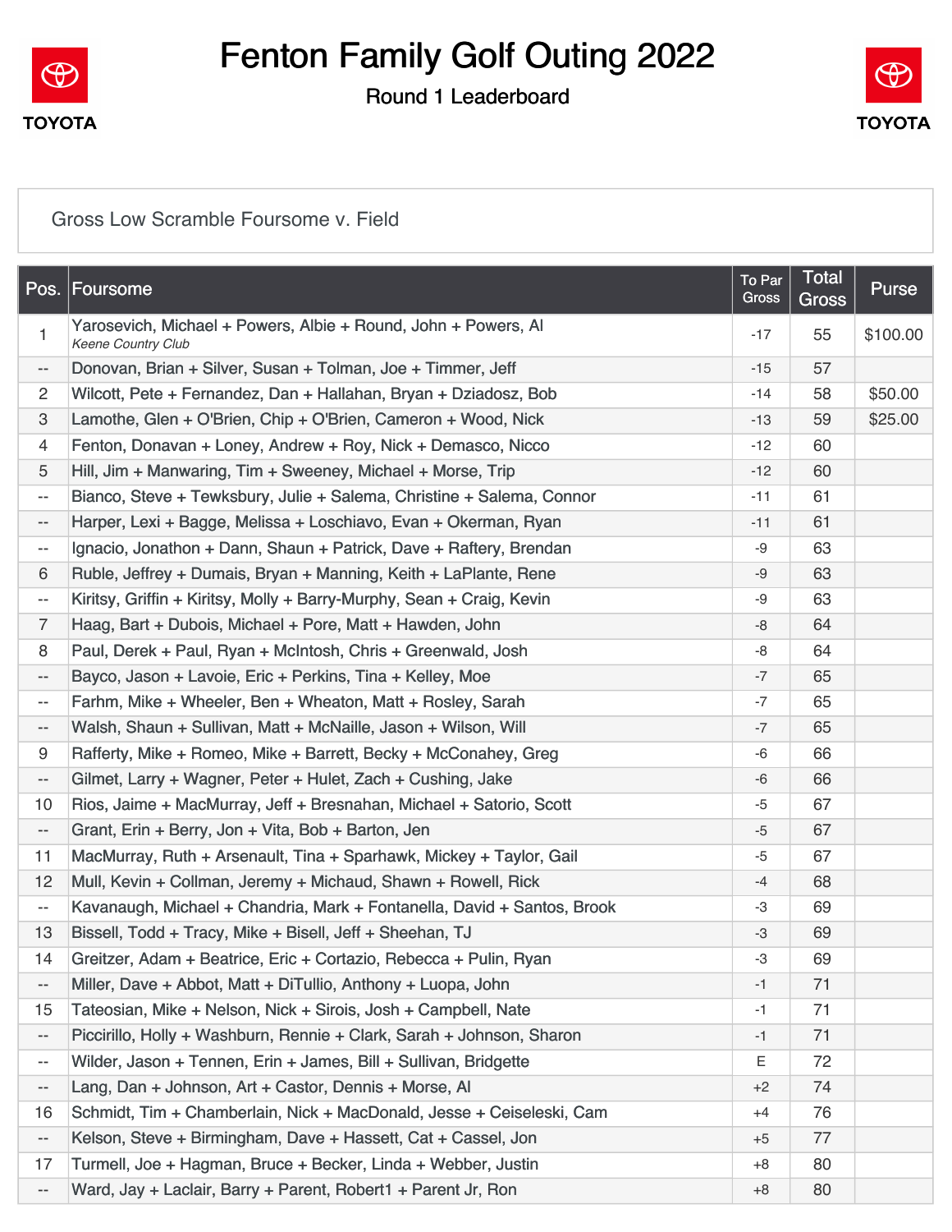# Fenton Family Golf Outing 2022

## Round 1 Leaderboard

TOYOTA

TOYOTA

Gross Low Scramble Foursome v. Field

| Pos. | Foursome | To Par Gross | Total Gross | Purse |
|---|---|---|---|---|
| 1 | Yarosevich, Michael + Powers, Albie + Round, John + Powers, Al<br>*Keene Country Club* | -17 | 55 | $100.00 |
| -- | Donovan, Brian + Silver, Susan + Tolman, Joe + Timmer, Jeff | -15 | 57 | |
| 2 | Wilcott, Pete + Fernandez, Dan + Hallahan, Bryan + Dziadosz, Bob | -14 | 58 | $50.00 |
| 3 | Lamothe, Glen + O'Brien, Chip + O'Brien, Cameron + Wood, Nick | -13 | 59 | $25.00 |
| 4 | Fenton, Donavan + Loney, Andrew + Roy, Nick + Demasco, Nicco | -12 | 60 | |
| 5 | Hill, Jim + Manwaring, Tim + Sweeney, Michael + Morse, Trip | -12 | 60 | |
| -- | Bianco, Steve + Tewksbury, Julie + Salema, Christine + Salema, Connor | -11 | 61 | |
| -- | Harper, Lexi + Bagge, Melissa + Loschiavo, Evan + Okerman, Ryan | -11 | 61 | |
| -- | Ignacio, Jonathon + Dann, Shaun + Patrick, Dave + Raftery, Brendan | -9 | 63 | |
| 6 | Ruble, Jeffrey + Dumais, Bryan + Manning, Keith + LaPlante, Rene | -9 | 63 | |
| -- | Kiritsy, Griffin + Kiritsy, Molly + Barry-Murphy, Sean + Craig, Kevin | -9 | 63 | |
| 7 | Haag, Bart + Dubois, Michael + Pore, Matt + Hawden, John | -8 | 64 | |
| 8 | Paul, Derek + Paul, Ryan + McIntosh, Chris + Greenwald, Josh | -8 | 64 | |
| -- | Bayco, Jason + Lavoie, Eric + Perkins, Tina + Kelley, Moe | -7 | 65 | |
| -- | Farhm, Mike + Wheeler, Ben + Wheaton, Matt + Rosley, Sarah | -7 | 65 | |
| -- | Walsh, Shaun + Sullivan, Matt + McNaille, Jason + Wilson, Will | -7 | 65 | |
| 9 | Rafferty, Mike + Romeo, Mike + Barrett, Becky + McConahey, Greg | -6 | 66 | |
| -- | Gilmet, Larry + Wagner, Peter + Hulet, Zach + Cushing, Jake | -6 | 66 | |
| 10 | Rios, Jaime + MacMurray, Jeff + Bresnahan, Michael + Satorio, Scott | -5 | 67 | |
| -- | Grant, Erin + Berry, Jon + Vita, Bob + Barton, Jen | -5 | 67 | |
| 11 | MacMurray, Ruth + Arsenault, Tina + Sparhawk, Mickey + Taylor, Gail | -5 | 67 | |
| 12 | Mull, Kevin + Collman, Jeremy + Michaud, Shawn + Rowell, Rick | -4 | 68 | |
| -- | Kavanaugh, Michael + Chandria, Mark + Fontanella, David + Santos, Brook | -3 | 69 | |
| 13 | Bissell, Todd + Tracy, Mike + Bisell, Jeff + Sheehan, TJ | -3 | 69 | |
| 14 | Greitzer, Adam + Beatrice, Eric + Cortazio, Rebecca + Pulin, Ryan | -3 | 69 | |
| -- | Miller, Dave + Abbot, Matt + DiTullio, Anthony + Luopa, John | -1 | 71 | |
| 15 | Tateosian, Mike + Nelson, Nick + Sirois, Josh + Campbell, Nate | -1 | 71 | |
| -- | Piccirillo, Holly + Washburn, Rennie + Clark, Sarah + Johnson, Sharon | -1 | 71 | |
| -- | Wilder, Jason + Tennen, Erin + James, Bill + Sullivan, Bridgette | E | 72 | |
| -- | Lang, Dan + Johnson, Art + Castor, Dennis + Morse, Al | +2 | 74 | |
| 16 | Schmidt, Tim + Chamberlain, Nick + MacDonald, Jesse + Ceiseleski, Cam | +4 | 76 | |
| -- | Kelson, Steve + Birmingham, Dave + Hassett, Cat + Cassel, Jon | +5 | 77 | |
| 17 | Turmell, Joe + Hagman, Bruce + Becker, Linda + Webber, Justin | +8 | 80 | |
| -- | Ward, Jay + Laclair, Barry + Parent, Robert1 + Parent Jr, Ron | +8 | 80 | |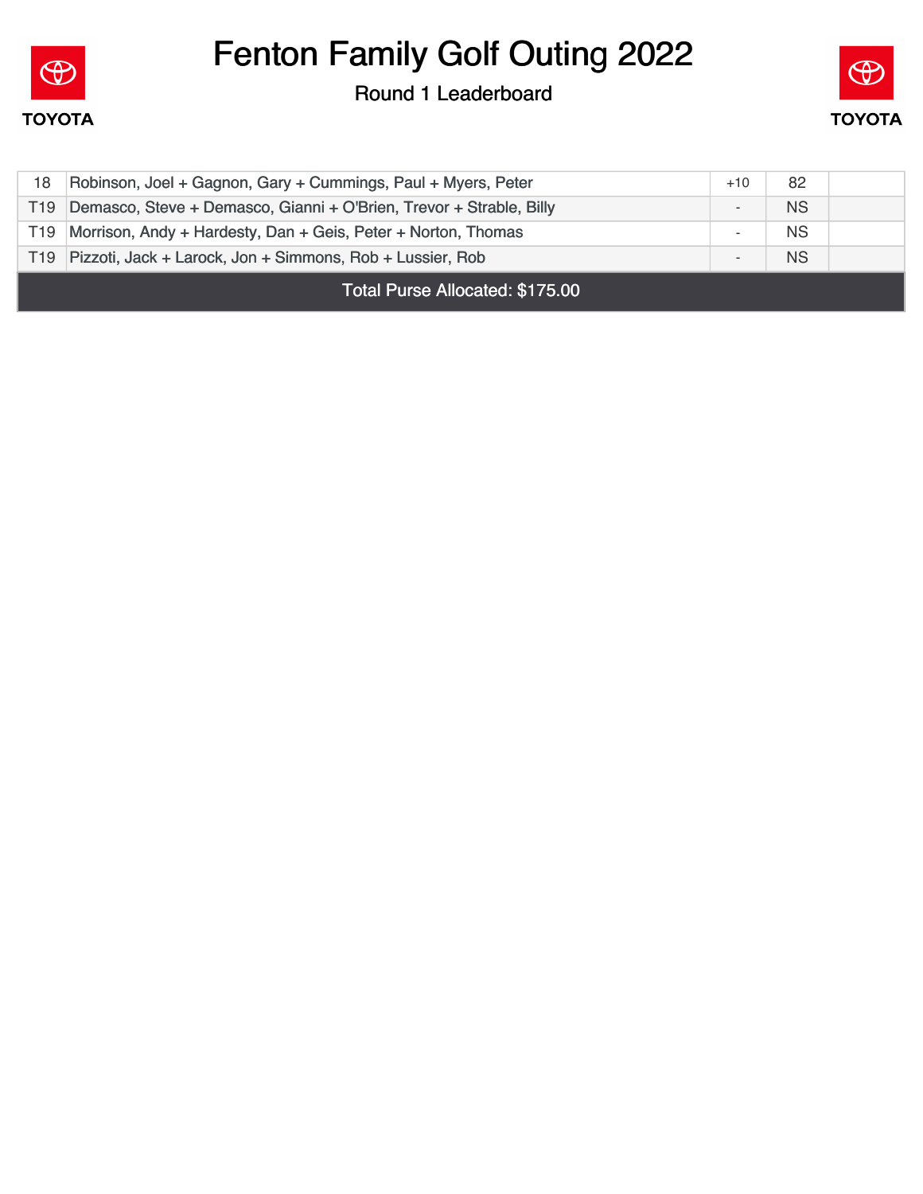# Fenton Family Golf Outing 2022

Round 1 Leaderboard

| | | | | |
|---|---|---|---|---|
| 18 | Robinson, Joel + Gagnon, Gary + Cummings, Paul + Myers, Peter | +10 | 82 | |
| T19 | Demasco, Steve + Demasco, Gianni + O'Brien, Trevor + Strable, Billy | - | NS | |
| T19 | Morrison, Andy + Hardesty, Dan + Geis, Peter + Norton, Thomas | - | NS | |
| T19 | Pizzoti, Jack + Larock, Jon + Simmons, Rob + Lussier, Rob | - | NS | |

Total Purse Allocated: $175.00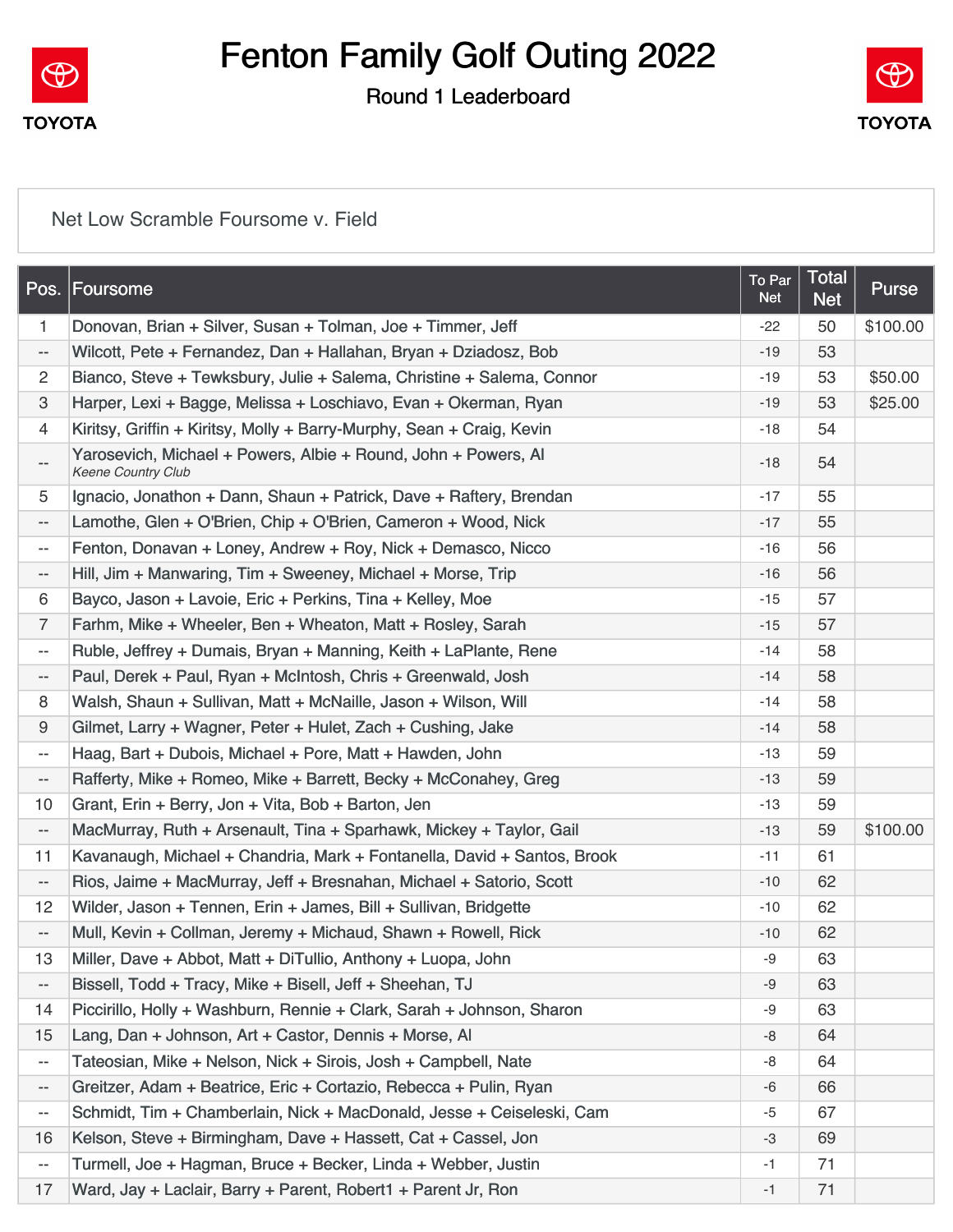# Fenton Family Golf Outing 2022

## Round 1 Leaderboard

Net Low Scramble Foursome v. Field

| Pos. | Foursome | To Par Net | Total Net | Purse |
|---|---|---|---|---|
| 1 | Donovan, Brian + Silver, Susan + Tolman, Joe + Timmer, Jeff | -22 | 50 | $100.00 |
| -- | Wilcott, Pete + Fernandez, Dan + Hallahan, Bryan + Dziadosz, Bob | -19 | 53 | |
| 2 | Bianco, Steve + Tewksbury, Julie + Salema, Christine + Salema, Connor | -19 | 53 | $50.00 |
| 3 | Harper, Lexi + Bagge, Melissa + Loschiavo, Evan + Okerman, Ryan | -19 | 53 | $25.00 |
| 4 | Kiritsy, Griffin + Kiritsy, Molly + Barry-Murphy, Sean + Craig, Kevin | -18 | 54 | |
| -- | Yarosevich, Michael + Powers, Albie + Round, John + Powers, Al *Keene Country Club* | -18 | 54 | |
| 5 | Ignacio, Jonathon + Dann, Shaun + Patrick, Dave + Raftery, Brendan | -17 | 55 | |
| -- | Lamothe, Glen + O'Brien, Chip + O'Brien, Cameron + Wood, Nick | -17 | 55 | |
| -- | Fenton, Donavan + Loney, Andrew + Roy, Nick + Demasco, Nicco | -16 | 56 | |
| -- | Hill, Jim + Manwaring, Tim + Sweeney, Michael + Morse, Trip | -16 | 56 | |
| 6 | Bayco, Jason + Lavoie, Eric + Perkins, Tina + Kelley, Moe | -15 | 57 | |
| 7 | Farhm, Mike + Wheeler, Ben + Wheaton, Matt + Rosley, Sarah | -15 | 57 | |
| -- | Ruble, Jeffrey + Dumais, Bryan + Manning, Keith + LaPlante, Rene | -14 | 58 | |
| -- | Paul, Derek + Paul, Ryan + McIntosh, Chris + Greenwald, Josh | -14 | 58 | |
| 8 | Walsh, Shaun + Sullivan, Matt + McNaille, Jason + Wilson, Will | -14 | 58 | |
| 9 | Gilmet, Larry + Wagner, Peter + Hulet, Zach + Cushing, Jake | -14 | 58 | |
| -- | Haag, Bart + Dubois, Michael + Pore, Matt + Hawden, John | -13 | 59 | |
| -- | Rafferty, Mike + Romeo, Mike + Barrett, Becky + McConahey, Greg | -13 | 59 | |
| 10 | Grant, Erin + Berry, Jon + Vita, Bob + Barton, Jen | -13 | 59 | |
| -- | MacMurray, Ruth + Arsenault, Tina + Sparhawk, Mickey + Taylor, Gail | -13 | 59 | $100.00 |
| 11 | Kavanaugh, Michael + Chandria, Mark + Fontanella, David + Santos, Brook | -11 | 61 | |
| -- | Rios, Jaime + MacMurray, Jeff + Bresnahan, Michael + Satorio, Scott | -10 | 62 | |
| 12 | Wilder, Jason + Tennen, Erin + James, Bill + Sullivan, Bridgette | -10 | 62 | |
| -- | Mull, Kevin + Collman, Jeremy + Michaud, Shawn + Rowell, Rick | -10 | 62 | |
| 13 | Miller, Dave + Abbot, Matt + DiTullio, Anthony + Luopa, John | -9 | 63 | |
| -- | Bissell, Todd + Tracy, Mike + Bisell, Jeff + Sheehan, TJ | -9 | 63 | |
| 14 | Piccirillo, Holly + Washburn, Rennie + Clark, Sarah + Johnson, Sharon | -9 | 63 | |
| 15 | Lang, Dan + Johnson, Art + Castor, Dennis + Morse, Al | -8 | 64 | |
| -- | Tateosian, Mike + Nelson, Nick + Sirois, Josh + Campbell, Nate | -8 | 64 | |
| -- | Greitzer, Adam + Beatrice, Eric + Cortazio, Rebecca + Pulin, Ryan | -6 | 66 | |
| -- | Schmidt, Tim + Chamberlain, Nick + MacDonald, Jesse + Ceiseleski, Cam | -5 | 67 | |
| 16 | Kelson, Steve + Birmingham, Dave + Hassett, Cat + Cassel, Jon | -3 | 69 | |
| -- | Turmell, Joe + Hagman, Bruce + Becker, Linda + Webber, Justin | -1 | 71 | |
| 17 | Ward, Jay + Laclair, Barry + Parent, Robert1 + Parent Jr, Ron | -1 | 71 | |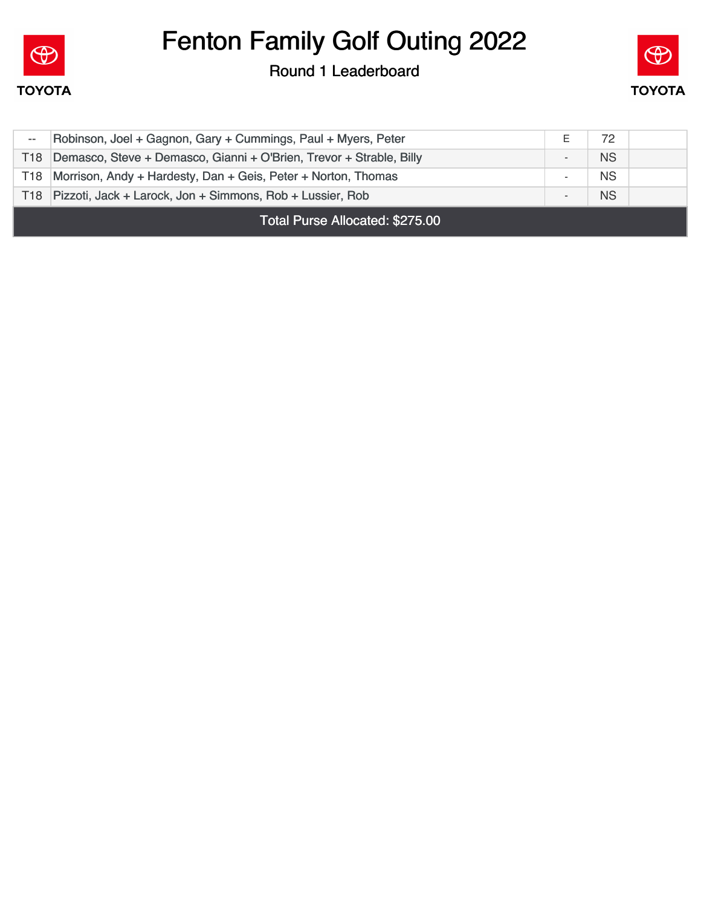# Fenton Family Golf Outing 2022

Round 1 Leaderboard

| | | | | |
|---|---|---|---|---|
| -- | Robinson, Joel + Gagnon, Gary + Cummings, Paul + Myers, Peter | E | 72 | |
| T18 | Demasco, Steve + Demasco, Gianni + O'Brien, Trevor + Strable, Billy | - | NS | |
| T18 | Morrison, Andy + Hardesty, Dan + Geis, Peter + Norton, Thomas | - | NS | |
| T18 | Pizzoti, Jack + Larock, Jon + Simmons, Rob + Lussier, Rob | - | NS | |

Total Purse Allocated: $275.00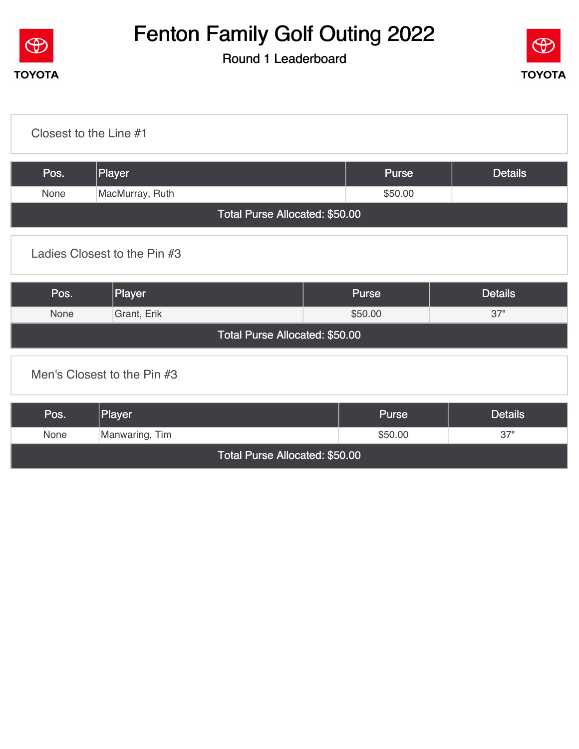TOYOTA

# Fenton Family Golf Outing 2022

Round 1 Leaderboard

TOYOTA

## Closest to the Line #1

| Pos. | Player | Purse | Details |
|---|---|---|---|
| None | MacMurray, Ruth | $50.00 | |
| Total Purse Allocated: $50.00 | | | |

## Ladies Closest to the Pin #3

| Pos. | Player | Purse | Details |
|---|---|---|---|
| None | Grant, Erik | $50.00 | 37" |
| Total Purse Allocated: $50.00 | | | |

## Men's Closest to the Pin #3

| Pos. | Player | Purse | Details |
|---|---|---|---|
| None | Manwaring, Tim | $50.00 | 37" |
| Total Purse Allocated: $50.00 | | | |